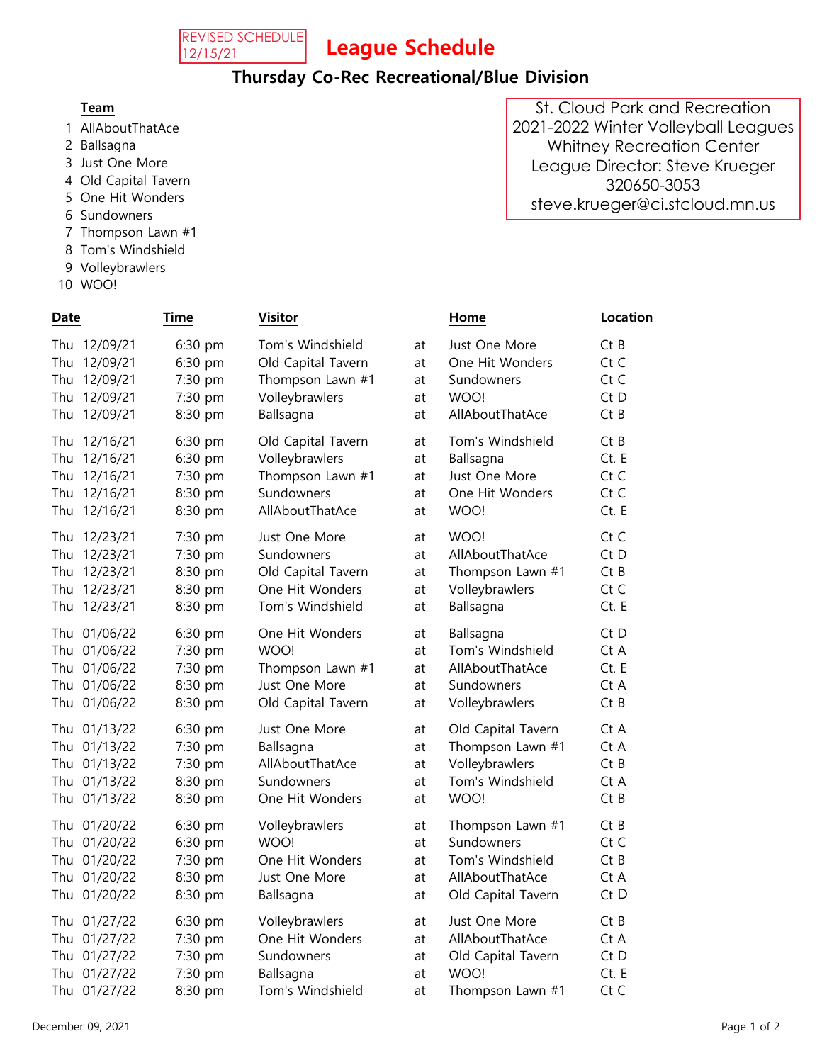REVISED SCHEDULE 12/15/21

# League Schedule

## Thursday Co-Rec Recreational/Blue Division

St. Cloud Park and Recreation
2021-2022 Winter Volleyball Leagues
Whitney Recreation Center
League Director: Steve Krueger
320650-3053
steve.krueger@ci.stcloud.mn.us

**Team**

1. AllAboutThatAce
2. Ballsagna
3. Just One More
4. Old Capital Tavern
5. One Hit Wonders
6. Sundowners
7. Thompson Lawn #1
8. Tom's Windshield
9. Volleybrawlers
10. WOO!

| Date | Time | Visitor | | Home | Location |
|---|---|---|---|---|---|
| Thu 12/09/21 | 6:30 pm | Tom's Windshield | at | Just One More | Ct B |
| Thu 12/09/21 | 6:30 pm | Old Capital Tavern | at | One Hit Wonders | Ct C |
| Thu 12/09/21 | 7:30 pm | Thompson Lawn #1 | at | Sundowners | Ct C |
| Thu 12/09/21 | 7:30 pm | Volleybrawlers | at | WOO! | Ct D |
| Thu 12/09/21 | 8:30 pm | Ballsagna | at | AllAboutThatAce | Ct B |
| Thu 12/16/21 | 6:30 pm | Old Capital Tavern | at | Tom's Windshield | Ct B |
| Thu 12/16/21 | 6:30 pm | Volleybrawlers | at | Ballsagna | Ct. E |
| Thu 12/16/21 | 7:30 pm | Thompson Lawn #1 | at | Just One More | Ct C |
| Thu 12/16/21 | 8:30 pm | Sundowners | at | One Hit Wonders | Ct C |
| Thu 12/16/21 | 8:30 pm | AllAboutThatAce | at | WOO! | Ct. E |
| Thu 12/23/21 | 7:30 pm | Just One More | at | WOO! | Ct C |
| Thu 12/23/21 | 7:30 pm | Sundowners | at | AllAboutThatAce | Ct D |
| Thu 12/23/21 | 8:30 pm | Old Capital Tavern | at | Thompson Lawn #1 | Ct B |
| Thu 12/23/21 | 8:30 pm | One Hit Wonders | at | Volleybrawlers | Ct C |
| Thu 12/23/21 | 8:30 pm | Tom's Windshield | at | Ballsagna | Ct. E |
| Thu 01/06/22 | 6:30 pm | One Hit Wonders | at | Ballsagna | Ct D |
| Thu 01/06/22 | 7:30 pm | WOO! | at | Tom's Windshield | Ct A |
| Thu 01/06/22 | 7:30 pm | Thompson Lawn #1 | at | AllAboutThatAce | Ct. E |
| Thu 01/06/22 | 8:30 pm | Just One More | at | Sundowners | Ct A |
| Thu 01/06/22 | 8:30 pm | Old Capital Tavern | at | Volleybrawlers | Ct B |
| Thu 01/13/22 | 6:30 pm | Just One More | at | Old Capital Tavern | Ct A |
| Thu 01/13/22 | 7:30 pm | Ballsagna | at | Thompson Lawn #1 | Ct A |
| Thu 01/13/22 | 7:30 pm | AllAboutThatAce | at | Volleybrawlers | Ct B |
| Thu 01/13/22 | 8:30 pm | Sundowners | at | Tom's Windshield | Ct A |
| Thu 01/13/22 | 8:30 pm | One Hit Wonders | at | WOO! | Ct B |
| Thu 01/20/22 | 6:30 pm | Volleybrawlers | at | Thompson Lawn #1 | Ct B |
| Thu 01/20/22 | 6:30 pm | WOO! | at | Sundowners | Ct C |
| Thu 01/20/22 | 7:30 pm | One Hit Wonders | at | Tom's Windshield | Ct B |
| Thu 01/20/22 | 8:30 pm | Just One More | at | AllAboutThatAce | Ct A |
| Thu 01/20/22 | 8:30 pm | Ballsagna | at | Old Capital Tavern | Ct D |
| Thu 01/27/22 | 6:30 pm | Volleybrawlers | at | Just One More | Ct B |
| Thu 01/27/22 | 7:30 pm | One Hit Wonders | at | AllAboutThatAce | Ct A |
| Thu 01/27/22 | 7:30 pm | Sundowners | at | Old Capital Tavern | Ct D |
| Thu 01/27/22 | 7:30 pm | Ballsagna | at | WOO! | Ct. E |
| Thu 01/27/22 | 8:30 pm | Tom's Windshield | at | Thompson Lawn #1 | Ct C |

December 09, 2021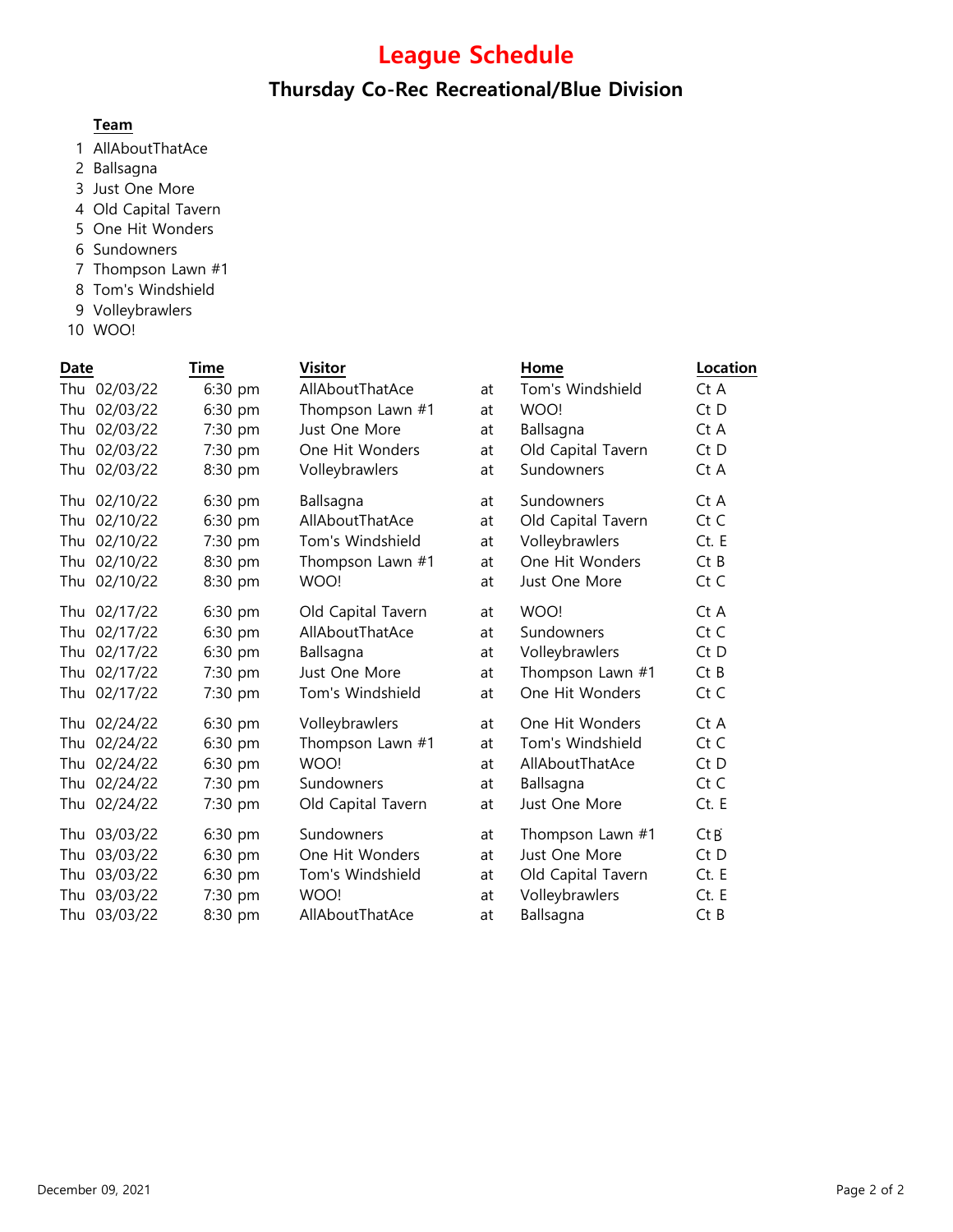# League Schedule

## Thursday Co-Rec Recreational/Blue Division

**Team**

1. AllAboutThatAce
2. Ballsagna
3. Just One More
4. Old Capital Tavern
5. One Hit Wonders
6. Sundowners
7. Thompson Lawn #1
8. Tom's Windshield
9. Volleybrawlers
10. WOO!

| Date | Time | Visitor | | Home | Location |
|---|---|---|---|---|---|
| Thu 02/03/22 | 6:30 pm | AllAboutThatAce | at | Tom's Windshield | Ct A |
| Thu 02/03/22 | 6:30 pm | Thompson Lawn #1 | at | WOO! | Ct D |
| Thu 02/03/22 | 7:30 pm | Just One More | at | Ballsagna | Ct A |
| Thu 02/03/22 | 7:30 pm | One Hit Wonders | at | Old Capital Tavern | Ct D |
| Thu 02/03/22 | 8:30 pm | Volleybrawlers | at | Sundowners | Ct A |
| Thu 02/10/22 | 6:30 pm | Ballsagna | at | Sundowners | Ct A |
| Thu 02/10/22 | 6:30 pm | AllAboutThatAce | at | Old Capital Tavern | Ct C |
| Thu 02/10/22 | 7:30 pm | Tom's Windshield | at | Volleybrawlers | Ct. E |
| Thu 02/10/22 | 8:30 pm | Thompson Lawn #1 | at | One Hit Wonders | Ct B |
| Thu 02/10/22 | 8:30 pm | WOO! | at | Just One More | Ct C |
| Thu 02/17/22 | 6:30 pm | Old Capital Tavern | at | WOO! | Ct A |
| Thu 02/17/22 | 6:30 pm | AllAboutThatAce | at | Sundowners | Ct C |
| Thu 02/17/22 | 6:30 pm | Ballsagna | at | Volleybrawlers | Ct D |
| Thu 02/17/22 | 7:30 pm | Just One More | at | Thompson Lawn #1 | Ct B |
| Thu 02/17/22 | 7:30 pm | Tom's Windshield | at | One Hit Wonders | Ct C |
| Thu 02/24/22 | 6:30 pm | Volleybrawlers | at | One Hit Wonders | Ct A |
| Thu 02/24/22 | 6:30 pm | Thompson Lawn #1 | at | Tom's Windshield | Ct C |
| Thu 02/24/22 | 6:30 pm | WOO! | at | AllAboutThatAce | Ct D |
| Thu 02/24/22 | 7:30 pm | Sundowners | at | Ballsagna | Ct C |
| Thu 02/24/22 | 7:30 pm | Old Capital Tavern | at | Just One More | Ct. E |
| Thu 03/03/22 | 6:30 pm | Sundowners | at | Thompson Lawn #1 | Ct B |
| Thu 03/03/22 | 6:30 pm | One Hit Wonders | at | Just One More | Ct D |
| Thu 03/03/22 | 6:30 pm | Tom's Windshield | at | Old Capital Tavern | Ct. E |
| Thu 03/03/22 | 7:30 pm | WOO! | at | Volleybrawlers | Ct. E |
| Thu 03/03/22 | 8:30 pm | AllAboutThatAce | at | Ballsagna | Ct B |

December 09, 2021